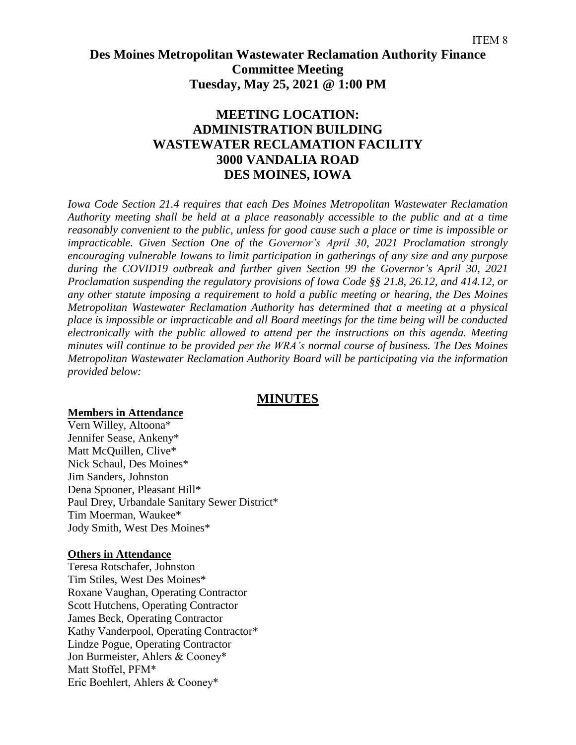ITEM 8

# Des Moines Metropolitan Wastewater Reclamation Authority Finance Committee Meeting
## Tuesday, May 25, 2021 @ 1:00 PM

## MEETING LOCATION:
## ADMINISTRATION BUILDING
## WASTEWATER RECLAMATION FACILITY
## 3000 VANDALIA ROAD
## DES MOINES, IOWA

*Iowa Code Section 21.4 requires that each Des Moines Metropolitan Wastewater Reclamation Authority meeting shall be held at a place reasonably accessible to the public and at a time reasonably convenient to the public, unless for good cause such a place or time is impossible or impracticable. Given Section One of the Governor's April 30, 2021 Proclamation strongly encouraging vulnerable Iowans to limit participation in gatherings of any size and any purpose during the COVID19 outbreak and further given Section 99 the Governor's April 30, 2021 Proclamation suspending the regulatory provisions of Iowa Code §§ 21.8, 26.12, and 414.12, or any other statute imposing a requirement to hold a public meeting or hearing, the Des Moines Metropolitan Wastewater Reclamation Authority has determined that a meeting at a physical place is impossible or impracticable and all Board meetings for the time being will be conducted electronically with the public allowed to attend per the instructions on this agenda. Meeting minutes will continue to be provided per the WRA's normal course of business. The Des Moines Metropolitan Wastewater Reclamation Authority Board will be participating via the information provided below:*

## MINUTES

**Members in Attendance**

Vern Willey, Altoona*
Jennifer Sease, Ankeny*
Matt McQuillen, Clive*
Nick Schaul, Des Moines*
Jim Sanders, Johnston
Dena Spooner, Pleasant Hill*
Paul Drey, Urbandale Sanitary Sewer District*
Tim Moerman, Waukee*
Jody Smith, West Des Moines*

**Others in Attendance**

Teresa Rotschafer, Johnston
Tim Stiles, West Des Moines*
Roxane Vaughan, Operating Contractor
Scott Hutchens, Operating Contractor
James Beck, Operating Contractor
Kathy Vanderpool, Operating Contractor*
Lindze Pogue, Operating Contractor
Jon Burmeister, Ahlers & Cooney*
Matt Stoffel, PFM*
Eric Boehlert, Ahlers & Cooney*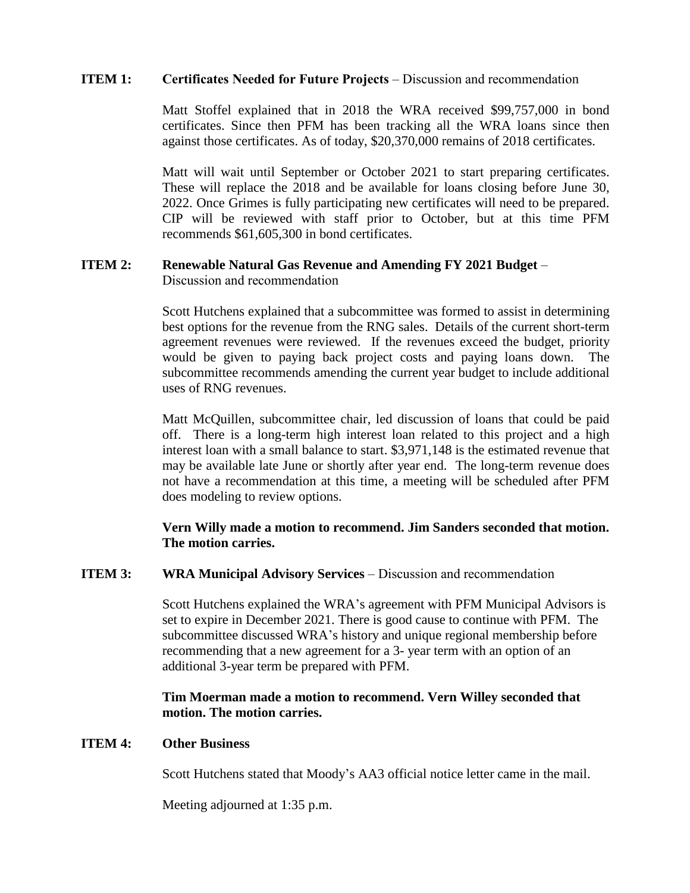**ITEM 1: Certificates Needed for Future Projects** – Discussion and recommendation

Matt Stoffel explained that in 2018 the WRA received $99,757,000 in bond certificates. Since then PFM has been tracking all the WRA loans since then against those certificates. As of today, $20,370,000 remains of 2018 certificates.

Matt will wait until September or October 2021 to start preparing certificates. These will replace the 2018 and be available for loans closing before June 30, 2022. Once Grimes is fully participating new certificates will need to be prepared. CIP will be reviewed with staff prior to October, but at this time PFM recommends $61,605,300 in bond certificates.

**ITEM 2: Renewable Natural Gas Revenue and Amending FY 2021 Budget** – Discussion and recommendation

Scott Hutchens explained that a subcommittee was formed to assist in determining best options for the revenue from the RNG sales. Details of the current short-term agreement revenues were reviewed. If the revenues exceed the budget, priority would be given to paying back project costs and paying loans down. The subcommittee recommends amending the current year budget to include additional uses of RNG revenues.

Matt McQuillen, subcommittee chair, led discussion of loans that could be paid off. There is a long-term high interest loan related to this project and a high interest loan with a small balance to start. $3,971,148 is the estimated revenue that may be available late June or shortly after year end. The long-term revenue does not have a recommendation at this time, a meeting will be scheduled after PFM does modeling to review options.

**Vern Willy made a motion to recommend. Jim Sanders seconded that motion. The motion carries.**

**ITEM 3: WRA Municipal Advisory Services** – Discussion and recommendation

Scott Hutchens explained the WRA's agreement with PFM Municipal Advisors is set to expire in December 2021. There is good cause to continue with PFM. The subcommittee discussed WRA's history and unique regional membership before recommending that a new agreement for a 3- year term with an option of an additional 3-year term be prepared with PFM.

**Tim Moerman made a motion to recommend. Vern Willey seconded that motion. The motion carries.**

**ITEM 4: Other Business**

Scott Hutchens stated that Moody's AA3 official notice letter came in the mail.

Meeting adjourned at 1:35 p.m.